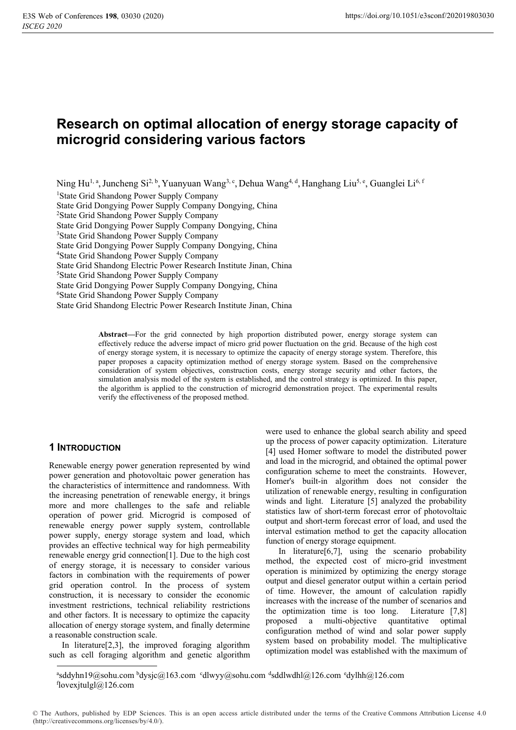# Research on optimal allocation of energy storage capacity of microgrid considering various factors

Ning Hu[1, a], Juncheng Si[2, b], Yuanyuan Wang[3, c], Dehua Wang[4, d], Hanghang Liu[5, e], Guanglei Li[6, f]

[1]State Grid Shandong Power Supply Company
State Grid Dongying Power Supply Company Dongying, China
[2]State Grid Shandong Power Supply Company
State Grid Dongying Power Supply Company Dongying, China
[3]State Grid Shandong Power Supply Company
State Grid Dongying Power Supply Company Dongying, China
[4]State Grid Shandong Power Supply Company
State Grid Shandong Electric Power Research Institute Jinan, China
[5]State Grid Shandong Power Supply Company
State Grid Dongying Power Supply Company Dongying, China
[6]State Grid Shandong Power Supply Company
State Grid Shandong Electric Power Research Institute Jinan, China

**Abstract—**For the grid connected by high proportion distributed power, energy storage system can effectively reduce the adverse impact of micro grid power fluctuation on the grid. Because of the high cost of energy storage system, it is necessary to optimize the capacity of energy storage system. Therefore, this paper proposes a capacity optimization method of energy storage system. Based on the comprehensive consideration of system objectives, construction costs, energy storage security and other factors, the simulation analysis model of the system is established, and the control strategy is optimized. In this paper, the algorithm is applied to the construction of microgrid demonstration project. The experimental results verify the effectiveness of the proposed method.

## 1 Introduction

Renewable energy power generation represented by wind power generation and photovoltaic power generation has the characteristics of intermittence and randomness. With the increasing penetration of renewable energy, it brings more and more challenges to the safe and reliable operation of power grid. Microgrid is composed of renewable energy power supply system, controllable power supply, energy storage system and load, which provides an effective technical way for high permeability renewable energy grid connection[1]. Due to the high cost of energy storage, it is necessary to consider various factors in combination with the requirements of power grid operation control. In the process of system construction, it is necessary to consider the economic investment restrictions, technical reliability restrictions and other factors. It is necessary to optimize the capacity allocation of energy storage system, and finally determine a reasonable construction scale.

In literature[2,3], the improved foraging algorithm such as cell foraging algorithm and genetic algorithm were used to enhance the global search ability and speed up the process of power capacity optimization. Literature [4] used Homer software to model the distributed power and load in the microgrid, and obtained the optimal power configuration scheme to meet the constraints. However, Homer's built-in algorithm does not consider the utilization of renewable energy, resulting in configuration winds and light. Literature [5] analyzed the probability statistics law of short-term forecast error of photovoltaic output and short-term forecast error of load, and used the interval estimation method to get the capacity allocation function of energy storage equipment.

In literature[6,7], using the scenario probability method, the expected cost of micro-grid investment operation is minimized by optimizing the energy storage output and diesel generator output within a certain period of time. However, the amount of calculation rapidly increases with the increase of the number of scenarios and the optimization time is too long. Literature [7,8] proposed a multi-objective quantitative optimal configuration method of wind and solar power supply system based on probability model. The multiplicative optimization model was established with the maximum of

[a]sddyhn19@sohu.com [b]dysjc@163.com [c]dlwyy@sohu.com [d]sddlwdhl@126.com [e]dylhh@126.com
[f]lovexjtulgl@126.com

© The Authors, published by EDP Sciences. This is an open access article distributed under the terms of the Creative Commons Attribution License 4.0 (http://creativecommons.org/licenses/by/4.0/).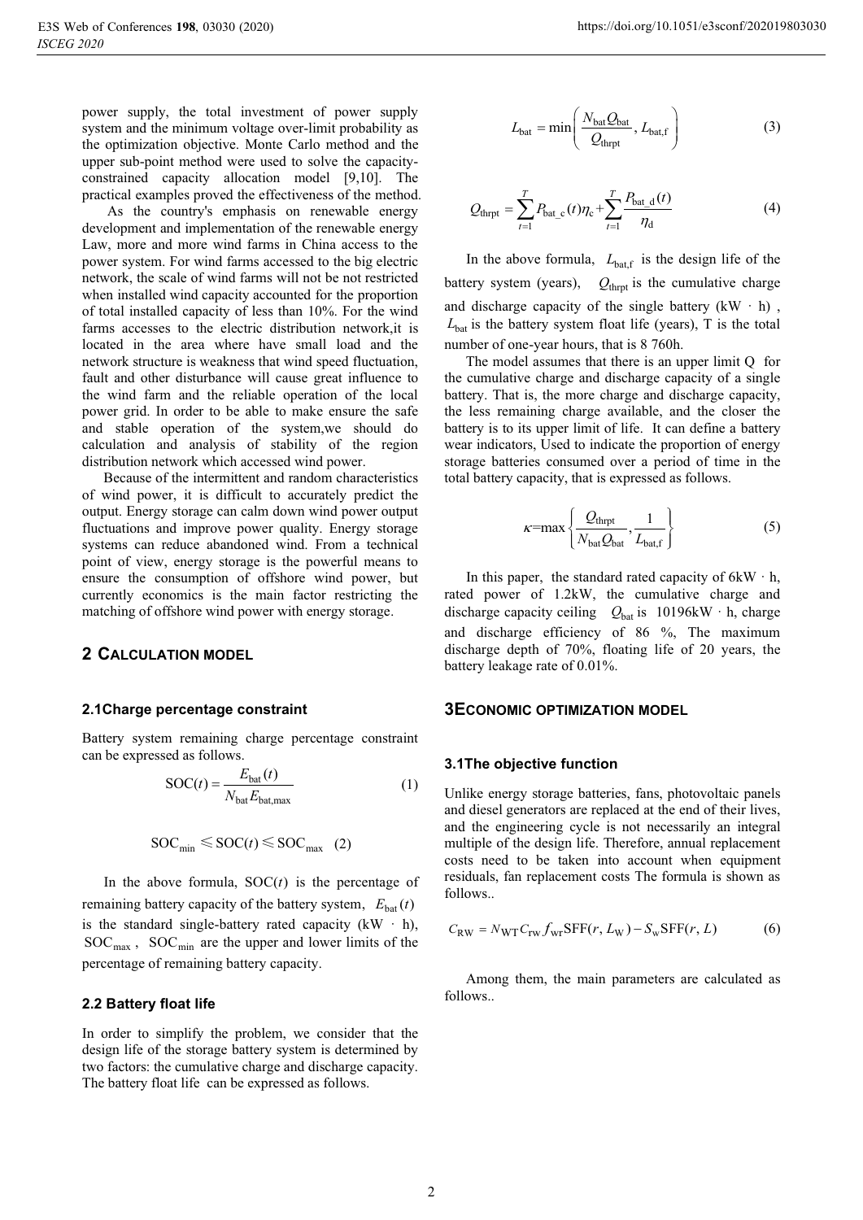power supply, the total investment of power supply system and the minimum voltage over-limit probability as the optimization objective. Monte Carlo method and the upper sub-point method were used to solve the capacity-constrained capacity allocation model [9,10]. The practical examples proved the effectiveness of the method.

As the country's emphasis on renewable energy development and implementation of the renewable energy Law, more and more wind farms in China access to the power system. For wind farms accessed to the big electric network, the scale of wind farms will not be not restricted when installed wind capacity accounted for the proportion of total installed capacity of less than 10%. For the wind farms accesses to the electric distribution network,it is located in the area where have small load and the network structure is weakness that wind speed fluctuation, fault and other disturbance will cause great influence to the wind farm and the reliable operation of the local power grid. In order to be able to make ensure the safe and stable operation of the system,we should do calculation and analysis of stability of the region distribution network which accessed wind power.

Because of the intermittent and random characteristics of wind power, it is difficult to accurately predict the output. Energy storage can calm down wind power output fluctuations and improve power quality. Energy storage systems can reduce abandoned wind. From a technical point of view, energy storage is the powerful means to ensure the consumption of offshore wind power, but currently economics is the main factor restricting the matching of offshore wind power with energy storage.

## 2 Calculation model

### 2.1Charge percentage constraint

Battery system remaining charge percentage constraint can be expressed as follows.

$$\mathrm{SOC}(t)=\frac{E_{\mathrm{bat}}(t)}{N_{\mathrm{bat}}E_{\mathrm{bat,max}}} \tag{1}$$

$$\mathrm{SOC}_{\min} \leqslant \mathrm{SOC}(t) \leqslant \mathrm{SOC}_{\max} \tag{2}$$

In the above formula, $\mathrm{SOC}(t)$ is the percentage of remaining battery capacity of the battery system, $E_{\mathrm{bat}}(t)$ is the standard single-battery rated capacity (kW · h), $\mathrm{SOC}_{\max}$, $\mathrm{SOC}_{\min}$ are the upper and lower limits of the percentage of remaining battery capacity.

### 2.2 Battery float life

In order to simplify the problem, we consider that the design life of the storage battery system is determined by two factors: the cumulative charge and discharge capacity. The battery float life can be expressed as follows.

$$L_{\mathrm{bat}}=\min\left(\frac{N_{\mathrm{bat}}Q_{\mathrm{bat}}}{Q_{\mathrm{thrpt}}}, L_{\mathrm{bat,f}}\right) \tag{3}$$

$$Q_{\mathrm{thrpt}}=\sum_{t=1}^{T}P_{\mathrm{bat\_c}}(t)\eta_{\mathrm{c}}+\sum_{t=1}^{T}\frac{P_{\mathrm{bat\_d}}(t)}{\eta_{\mathrm{d}}} \tag{4}$$

In the above formula, $L_{\mathrm{bat,f}}$ is the design life of the battery system (years), $Q_{\mathrm{thrpt}}$ is the cumulative charge and discharge capacity of the single battery (kW · h), $L_{\mathrm{bat}}$ is the battery system float life (years), T is the total number of one-year hours, that is 8 760h.

The model assumes that there is an upper limit Q for the cumulative charge and discharge capacity of a single battery. That is, the more charge and discharge capacity, the less remaining charge available, and the closer the battery is to its upper limit of life. It can define a battery wear indicators, Used to indicate the proportion of energy storage batteries consumed over a period of time in the total battery capacity, that is expressed as follows.

$$\kappa=\max\left\{\frac{Q_{\mathrm{thrpt}}}{N_{\mathrm{bat}}Q_{\mathrm{bat}}}, \frac{1}{L_{\mathrm{bat,f}}}\right\} \tag{5}$$

In this paper, the standard rated capacity of 6kW · h, rated power of 1.2kW, the cumulative charge and discharge capacity ceiling $Q_{\mathrm{bat}}$ is 10196kW · h, charge and discharge efficiency of 86 %, The maximum discharge depth of 70%, floating life of 20 years, the battery leakage rate of 0.01%.

## 3Economic optimization model

### 3.1The objective function

Unlike energy storage batteries, fans, photovoltaic panels and diesel generators are replaced at the end of their lives, and the engineering cycle is not necessarily an integral multiple of the design life. Therefore, annual replacement costs need to be taken into account when equipment residuals, fan replacement costs The formula is shown as follows..

$$C_{\mathrm{RW}}=N_{\mathrm{WT}}C_{\mathrm{rw}}f_{\mathrm{wr}}\mathrm{SFF}(r, L_{\mathrm{W}})-S_{\mathrm{w}}\mathrm{SFF}(r, L) \tag{6}$$

Among them, the main parameters are calculated as follows..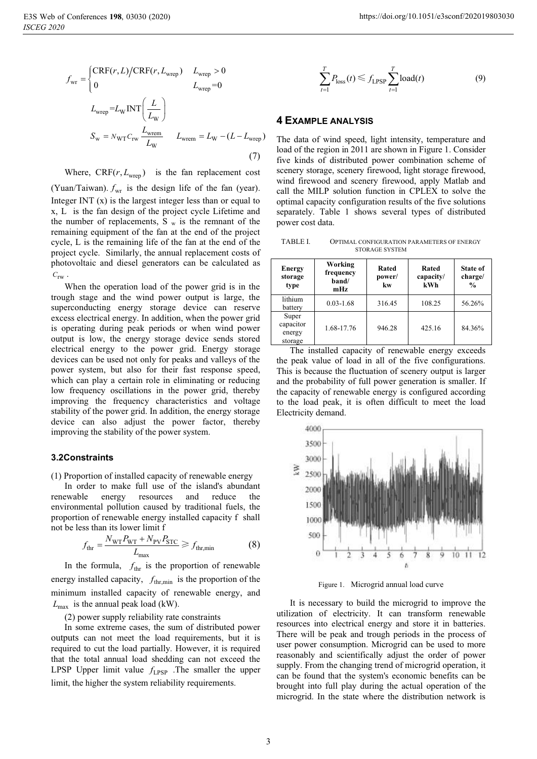$$f_{\mathrm{wr}}=\begin{cases}\mathrm{CRF}(r,L)/\mathrm{CRF}(r,L_{\mathrm{wrep}}) & L_{\mathrm{wrep}}>0\\ 0 & L_{\mathrm{wrep}}=0\end{cases}$$

$$L_{\mathrm{wrep}}=L_{\mathrm{W}}\,\mathrm{INT}\left(\frac{L}{L_{\mathrm{W}}}\right)$$

$$S_{\mathrm{w}}=N_{\mathrm{WT}}C_{\mathrm{rw}}\frac{L_{\mathrm{wrem}}}{L_{\mathrm{W}}}\qquad L_{\mathrm{wrem}}=L_{\mathrm{W}}-(L-L_{\mathrm{wrep}}) \tag{7}$$

Where, $\mathrm{CRF}(r,L_{\mathrm{wrep}})$ is the fan replacement cost (Yuan/Taiwan). $f_{\mathrm{wr}}$ is the design life of the fan (year). Integer INT (x) is the largest integer less than or equal to x, L is the fan design of the project cycle Lifetime and the number of replacements, S $_{\mathrm{w}}$ is the remnant of the remaining equipment of the fan at the end of the project cycle, L is the remaining life of the fan at the end of the project cycle. Similarly, the annual replacement costs of photovoltaic and diesel generators can be calculated as $C_{\mathrm{rw}}$.

When the operation load of the power grid is in the trough stage and the wind power output is large, the superconducting energy storage device can reserve excess electrical energy. In addition, when the power grid is operating during peak periods or when wind power output is low, the energy storage device sends stored electrical energy to the power grid. Energy storage devices can be used not only for peaks and valleys of the power system, but also for their fast response speed, which can play a certain role in eliminating or reducing low frequency oscillations in the power grid, thereby improving the frequency characteristics and voltage stability of the power grid. In addition, the energy storage device can also adjust the power factor, thereby improving the stability of the power system.

### 3.2Constraints

(1) Proportion of installed capacity of renewable energy

In order to make full use of the island's abundant renewable energy resources and reduce the environmental pollution caused by traditional fuels, the proportion of renewable energy installed capacity f shall not be less than its lower limit f

$$f_{\mathrm{thr}}=\frac{N_{\mathrm{WT}}P_{\mathrm{WT}}+N_{\mathrm{PV}}P_{\mathrm{STC}}}{L_{\max}}\geqslant f_{\mathrm{thr,min}} \tag{8}$$

In the formula, $f_{\mathrm{thr}}$ is the proportion of renewable energy installed capacity, $f_{\mathrm{thr,min}}$ is the proportion of the minimum installed capacity of renewable energy, and $L_{\max}$ is the annual peak load (kW).

(2) power supply reliability rate constraints

In some extreme cases, the sum of distributed power outputs can not meet the load requirements, but it is required to cut the load partially. However, it is required that the total annual load shedding can not exceed the LPSP Upper limit value $f_{\mathrm{LPSP}}$ .The smaller the upper limit, the higher the system reliability requirements.

$$\sum_{t=1}^{T}P_{\mathrm{loss}}(t)\leqslant f_{\mathrm{LPSP}}\sum_{t=1}^{T}\mathrm{load}(t) \tag{9}$$

## 4 EXAMPLE ANALYSIS

The data of wind speed, light intensity, temperature and load of the region in 2011 are shown in Figure 1. Consider five kinds of distributed power combination scheme of scenery storage, scenery firewood, light storage firewood, wind firewood and scenery firewood, apply Matlab and call the MILP solution function in CPLEX to solve the optimal capacity configuration results of the five solutions separately. Table 1 shows several types of distributed power cost data.

TABLE I. OPTIMAL CONFIGURATION PARAMETERS OF ENERGY STORAGE SYSTEM

| Energy storage type | Working frequency band/ mHz | Rated power/ kw | Rated capacity/ kWh | State of charge/ % |
|---|---|---|---|---|
| lithium battery | 0.03-1.68 | 316.45 | 108.25 | 56.26% |
| Super capacitor energy storage | 1.68-17.76 | 946.28 | 425.16 | 84.36% |

The installed capacity of renewable energy exceeds the peak value of load in all of the five configurations. This is because the fluctuation of scenery output is larger and the probability of full power generation is smaller. If the capacity of renewable energy is configured according to the load peak, it is often difficult to meet the load Electricity demand.

Figure 1. Microgrid annual load curve

It is necessary to build the microgrid to improve the utilization of electricity. It can transform renewable resources into electrical energy and store it in batteries. There will be peak and trough periods in the process of user power consumption. Microgrid can be used to more reasonably and scientifically adjust the order of power supply. From the changing trend of microgrid operation, it can be found that the system's economic benefits can be brought into full play during the actual operation of the microgrid. In the state where the distribution network is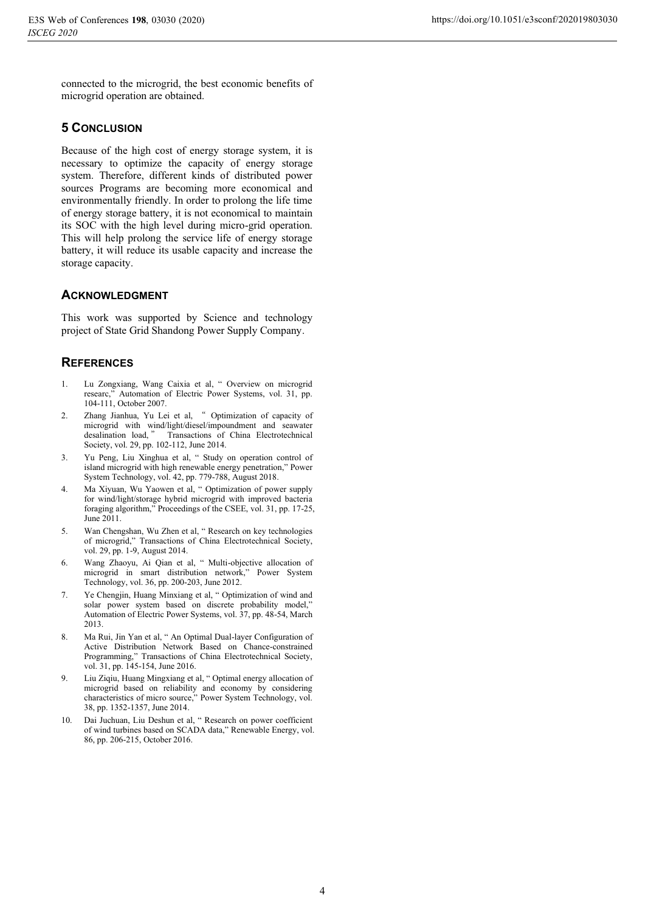connected to the microgrid, the best economic benefits of microgrid operation are obtained.

## 5 CONCLUSION

Because of the high cost of energy storage system, it is necessary to optimize the capacity of energy storage system. Therefore, different kinds of distributed power sources Programs are becoming more economical and environmentally friendly. In order to prolong the life time of energy storage battery, it is not economical to maintain its SOC with the high level during micro-grid operation. This will help prolong the service life of energy storage battery, it will reduce its usable capacity and increase the storage capacity.

## ACKNOWLEDGMENT

This work was supported by Science and technology project of State Grid Shandong Power Supply Company.

## REFERENCES

1. Lu Zongxiang, Wang Caixia et al, " Overview on microgrid researc," Automation of Electric Power Systems, vol. 31, pp. 104-111, October 2007.
2. Zhang Jianhua, Yu Lei et al, " Optimization of capacity of microgrid with wind/light/diesel/impoundment and seawater desalination load, " Transactions of China Electrotechnical Society, vol. 29, pp. 102-112, June 2014.
3. Yu Peng, Liu Xinghua et al, " Study on operation control of island microgrid with high renewable energy penetration," Power System Technology, vol. 42, pp. 779-788, August 2018.
4. Ma Xiyuan, Wu Yaowen et al, " Optimization of power supply for wind/light/storage hybrid microgrid with improved bacteria foraging algorithm," Proceedings of the CSEE, vol. 31, pp. 17-25, June 2011.
5. Wan Chengshan, Wu Zhen et al, " Research on key technologies of microgrid," Transactions of China Electrotechnical Society, vol. 29, pp. 1-9, August 2014.
6. Wang Zhaoyu, Ai Qian et al, " Multi-objective allocation of microgrid in smart distribution network," Power System Technology, vol. 36, pp. 200-203, June 2012.
7. Ye Chengjin, Huang Minxiang et al, " Optimization of wind and solar power system based on discrete probability model," Automation of Electric Power Systems, vol. 37, pp. 48-54, March 2013.
8. Ma Rui, Jin Yan et al, " An Optimal Dual-layer Configuration of Active Distribution Network Based on Chance-constrained Programming," Transactions of China Electrotechnical Society, vol. 31, pp. 145-154, June 2016.
9. Liu Ziqiu, Huang Mingxiang et al, " Optimal energy allocation of microgrid based on reliability and economy by considering characteristics of micro source," Power System Technology, vol. 38, pp. 1352-1357, June 2014.
10. Dai Juchuan, Liu Deshun et al, " Research on power coefficient of wind turbines based on SCADA data," Renewable Energy, vol. 86, pp. 206-215, October 2016.